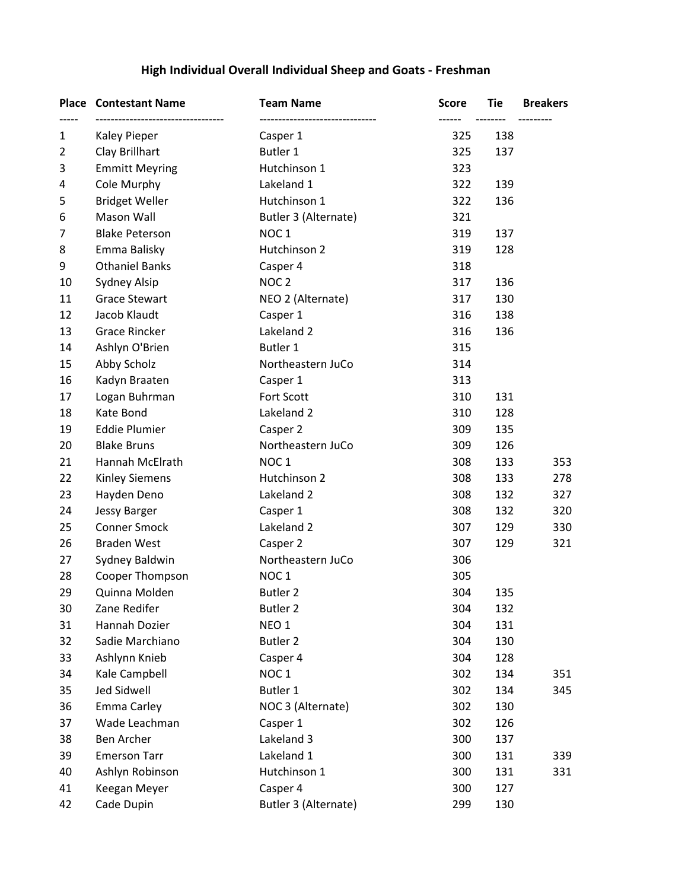# High Individual Overall Individual Sheep and Goats - Freshman

| Place | Contestant Name | Team Name | Score | Tie | Breakers |
|---|---|---|---|---|---|
| 1 | Kaley Pieper | Casper 1 | 325 | 138 | |
| 2 | Clay Brillhart | Butler 1 | 325 | 137 | |
| 3 | Emmitt Meyring | Hutchinson 1 | 323 | | |
| 4 | Cole Murphy | Lakeland 1 | 322 | 139 | |
| 5 | Bridget Weller | Hutchinson 1 | 322 | 136 | |
| 6 | Mason Wall | Butler 3 (Alternate) | 321 | | |
| 7 | Blake Peterson | NOC 1 | 319 | 137 | |
| 8 | Emma Balisky | Hutchinson 2 | 319 | 128 | |
| 9 | Othaniel Banks | Casper 4 | 318 | | |
| 10 | Sydney Alsip | NOC 2 | 317 | 136 | |
| 11 | Grace Stewart | NEO 2 (Alternate) | 317 | 130 | |
| 12 | Jacob Klaudt | Casper 1 | 316 | 138 | |
| 13 | Grace Rincker | Lakeland 2 | 316 | 136 | |
| 14 | Ashlyn O'Brien | Butler 1 | 315 | | |
| 15 | Abby Scholz | Northeastern JuCo | 314 | | |
| 16 | Kadyn Braaten | Casper 1 | 313 | | |
| 17 | Logan Buhrman | Fort Scott | 310 | 131 | |
| 18 | Kate Bond | Lakeland 2 | 310 | 128 | |
| 19 | Eddie Plumier | Casper 2 | 309 | 135 | |
| 20 | Blake Bruns | Northeastern JuCo | 309 | 126 | |
| 21 | Hannah McElrath | NOC 1 | 308 | 133 | 353 |
| 22 | Kinley Siemens | Hutchinson 2 | 308 | 133 | 278 |
| 23 | Hayden Deno | Lakeland 2 | 308 | 132 | 327 |
| 24 | Jessy Barger | Casper 1 | 308 | 132 | 320 |
| 25 | Conner Smock | Lakeland 2 | 307 | 129 | 330 |
| 26 | Braden West | Casper 2 | 307 | 129 | 321 |
| 27 | Sydney Baldwin | Northeastern JuCo | 306 | | |
| 28 | Cooper Thompson | NOC 1 | 305 | | |
| 29 | Quinna Molden | Butler 2 | 304 | 135 | |
| 30 | Zane Redifer | Butler 2 | 304 | 132 | |
| 31 | Hannah Dozier | NEO 1 | 304 | 131 | |
| 32 | Sadie Marchiano | Butler 2 | 304 | 130 | |
| 33 | Ashlynn Knieb | Casper 4 | 304 | 128 | |
| 34 | Kale Campbell | NOC 1 | 302 | 134 | 351 |
| 35 | Jed Sidwell | Butler 1 | 302 | 134 | 345 |
| 36 | Emma Carley | NOC 3 (Alternate) | 302 | 130 | |
| 37 | Wade Leachman | Casper 1 | 302 | 126 | |
| 38 | Ben Archer | Lakeland 3 | 300 | 137 | |
| 39 | Emerson Tarr | Lakeland 1 | 300 | 131 | 339 |
| 40 | Ashlyn Robinson | Hutchinson 1 | 300 | 131 | 331 |
| 41 | Keegan Meyer | Casper 4 | 300 | 127 | |
| 42 | Cade Dupin | Butler 3 (Alternate) | 299 | 130 | |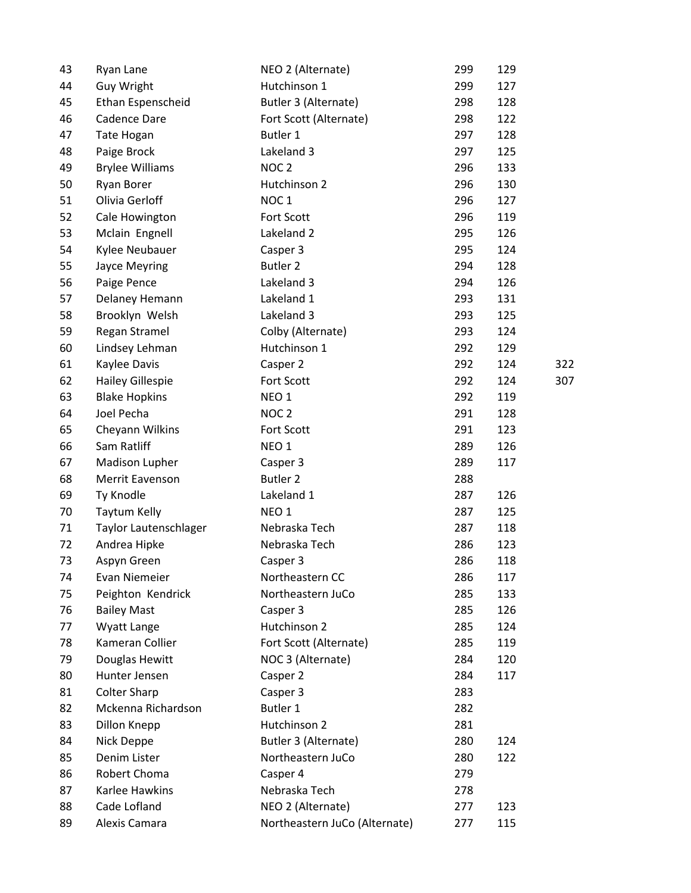| | | | | | |
|---|---|---|---|---|---|
| 43 | Ryan Lane | NEO 2 (Alternate) | 299 | 129 | |
| 44 | Guy Wright | Hutchinson 1 | 299 | 127 | |
| 45 | Ethan Espenscheid | Butler 3 (Alternate) | 298 | 128 | |
| 46 | Cadence Dare | Fort Scott (Alternate) | 298 | 122 | |
| 47 | Tate Hogan | Butler 1 | 297 | 128 | |
| 48 | Paige Brock | Lakeland 3 | 297 | 125 | |
| 49 | Brylee Williams | NOC 2 | 296 | 133 | |
| 50 | Ryan Borer | Hutchinson 2 | 296 | 130 | |
| 51 | Olivia Gerloff | NOC 1 | 296 | 127 | |
| 52 | Cale Howington | Fort Scott | 296 | 119 | |
| 53 | Mclain Engnell | Lakeland 2 | 295 | 126 | |
| 54 | Kylee Neubauer | Casper 3 | 295 | 124 | |
| 55 | Jayce Meyring | Butler 2 | 294 | 128 | |
| 56 | Paige Pence | Lakeland 3 | 294 | 126 | |
| 57 | Delaney Hemann | Lakeland 1 | 293 | 131 | |
| 58 | Brooklyn Welsh | Lakeland 3 | 293 | 125 | |
| 59 | Regan Stramel | Colby (Alternate) | 293 | 124 | |
| 60 | Lindsey Lehman | Hutchinson 1 | 292 | 129 | |
| 61 | Kaylee Davis | Casper 2 | 292 | 124 | 322 |
| 62 | Hailey Gillespie | Fort Scott | 292 | 124 | 307 |
| 63 | Blake Hopkins | NEO 1 | 292 | 119 | |
| 64 | Joel Pecha | NOC 2 | 291 | 128 | |
| 65 | Cheyann Wilkins | Fort Scott | 291 | 123 | |
| 66 | Sam Ratliff | NEO 1 | 289 | 126 | |
| 67 | Madison Lupher | Casper 3 | 289 | 117 | |
| 68 | Merrit Eavenson | Butler 2 | 288 | | |
| 69 | Ty Knodle | Lakeland 1 | 287 | 126 | |
| 70 | Taytum Kelly | NEO 1 | 287 | 125 | |
| 71 | Taylor Lautenschlager | Nebraska Tech | 287 | 118 | |
| 72 | Andrea Hipke | Nebraska Tech | 286 | 123 | |
| 73 | Aspyn Green | Casper 3 | 286 | 118 | |
| 74 | Evan Niemeier | Northeastern CC | 286 | 117 | |
| 75 | Peighton Kendrick | Northeastern JuCo | 285 | 133 | |
| 76 | Bailey Mast | Casper 3 | 285 | 126 | |
| 77 | Wyatt Lange | Hutchinson 2 | 285 | 124 | |
| 78 | Kameran Collier | Fort Scott (Alternate) | 285 | 119 | |
| 79 | Douglas Hewitt | NOC 3 (Alternate) | 284 | 120 | |
| 80 | Hunter Jensen | Casper 2 | 284 | 117 | |
| 81 | Colter Sharp | Casper 3 | 283 | | |
| 82 | Mckenna Richardson | Butler 1 | 282 | | |
| 83 | Dillon Knepp | Hutchinson 2 | 281 | | |
| 84 | Nick Deppe | Butler 3 (Alternate) | 280 | 124 | |
| 85 | Denim Lister | Northeastern JuCo | 280 | 122 | |
| 86 | Robert Choma | Casper 4 | 279 | | |
| 87 | Karlee Hawkins | Nebraska Tech | 278 | | |
| 88 | Cade Lofland | NEO 2 (Alternate) | 277 | 123 | |
| 89 | Alexis Camara | Northeastern JuCo (Alternate) | 277 | 115 | |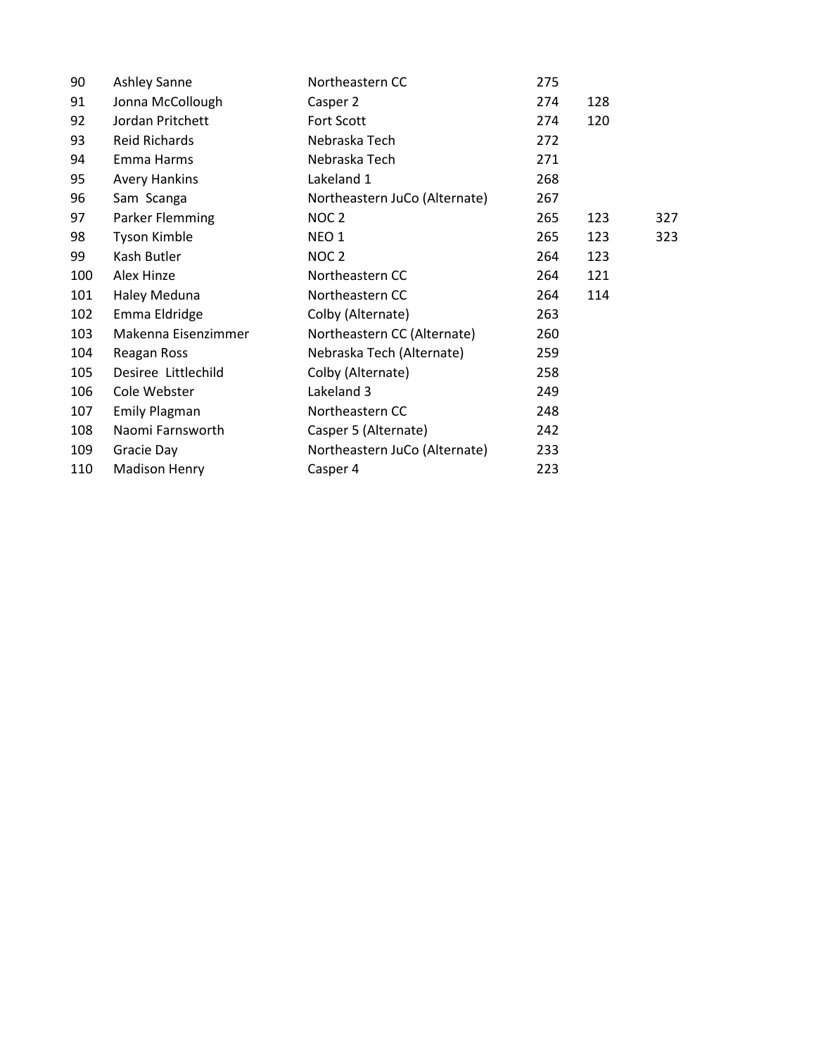| | | | | | |
|---|---|---|---|---|---|
| 90 | Ashley Sanne | Northeastern CC | 275 | | |
| 91 | Jonna McCollough | Casper 2 | 274 | 128 | |
| 92 | Jordan Pritchett | Fort Scott | 274 | 120 | |
| 93 | Reid Richards | Nebraska Tech | 272 | | |
| 94 | Emma Harms | Nebraska Tech | 271 | | |
| 95 | Avery Hankins | Lakeland 1 | 268 | | |
| 96 | Sam Scanga | Northeastern JuCo (Alternate) | 267 | | |
| 97 | Parker Flemming | NOC 2 | 265 | 123 | 327 |
| 98 | Tyson Kimble | NEO 1 | 265 | 123 | 323 |
| 99 | Kash Butler | NOC 2 | 264 | 123 | |
| 100 | Alex Hinze | Northeastern CC | 264 | 121 | |
| 101 | Haley Meduna | Northeastern CC | 264 | 114 | |
| 102 | Emma Eldridge | Colby (Alternate) | 263 | | |
| 103 | Makenna Eisenzimmer | Northeastern CC (Alternate) | 260 | | |
| 104 | Reagan Ross | Nebraska Tech (Alternate) | 259 | | |
| 105 | Desiree Littlechild | Colby (Alternate) | 258 | | |
| 106 | Cole Webster | Lakeland 3 | 249 | | |
| 107 | Emily Plagman | Northeastern CC | 248 | | |
| 108 | Naomi Farnsworth | Casper 5 (Alternate) | 242 | | |
| 109 | Gracie Day | Northeastern JuCo (Alternate) | 233 | | |
| 110 | Madison Henry | Casper 4 | 223 | | |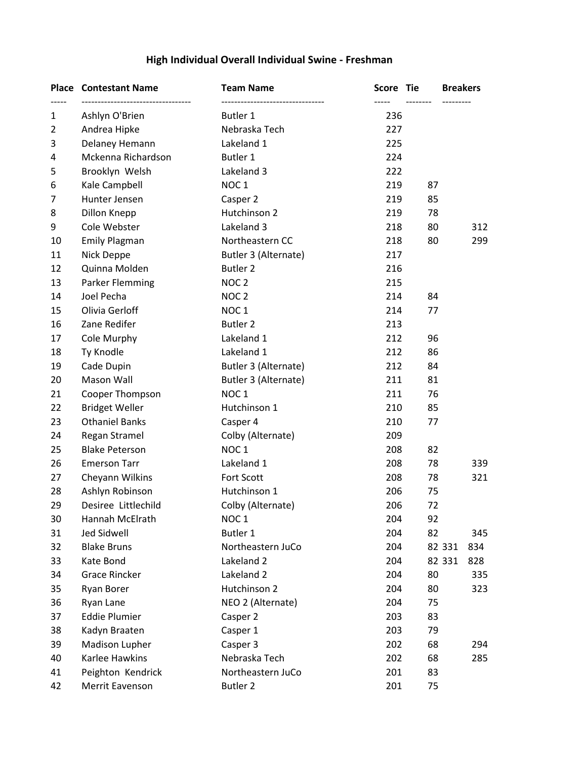## High Individual Overall Individual Swine - Freshman

| Place | Contestant Name | Team Name | Score | Tie | Breakers | |
|---|---|---|---|---|---|---|
| 1 | Ashlyn O'Brien | Butler 1 | 236 | | | |
| 2 | Andrea Hipke | Nebraska Tech | 227 | | | |
| 3 | Delaney Hemann | Lakeland 1 | 225 | | | |
| 4 | Mckenna Richardson | Butler 1 | 224 | | | |
| 5 | Brooklyn Welsh | Lakeland 3 | 222 | | | |
| 6 | Kale Campbell | NOC 1 | 219 | 87 | | |
| 7 | Hunter Jensen | Casper 2 | 219 | 85 | | |
| 8 | Dillon Knepp | Hutchinson 2 | 219 | 78 | | |
| 9 | Cole Webster | Lakeland 3 | 218 | 80 | | 312 |
| 10 | Emily Plagman | Northeastern CC | 218 | 80 | | 299 |
| 11 | Nick Deppe | Butler 3 (Alternate) | 217 | | | |
| 12 | Quinna Molden | Butler 2 | 216 | | | |
| 13 | Parker Flemming | NOC 2 | 215 | | | |
| 14 | Joel Pecha | NOC 2 | 214 | 84 | | |
| 15 | Olivia Gerloff | NOC 1 | 214 | 77 | | |
| 16 | Zane Redifer | Butler 2 | 213 | | | |
| 17 | Cole Murphy | Lakeland 1 | 212 | 96 | | |
| 18 | Ty Knodle | Lakeland 1 | 212 | 86 | | |
| 19 | Cade Dupin | Butler 3 (Alternate) | 212 | 84 | | |
| 20 | Mason Wall | Butler 3 (Alternate) | 211 | 81 | | |
| 21 | Cooper Thompson | NOC 1 | 211 | 76 | | |
| 22 | Bridget Weller | Hutchinson 1 | 210 | 85 | | |
| 23 | Othaniel Banks | Casper 4 | 210 | 77 | | |
| 24 | Regan Stramel | Colby (Alternate) | 209 | | | |
| 25 | Blake Peterson | NOC 1 | 208 | 82 | | |
| 26 | Emerson Tarr | Lakeland 1 | 208 | 78 | | 339 |
| 27 | Cheyann Wilkins | Fort Scott | 208 | 78 | | 321 |
| 28 | Ashlyn Robinson | Hutchinson 1 | 206 | 75 | | |
| 29 | Desiree Littlechild | Colby (Alternate) | 206 | 72 | | |
| 30 | Hannah McElrath | NOC 1 | 204 | 92 | | |
| 31 | Jed Sidwell | Butler 1 | 204 | 82 | | 345 |
| 32 | Blake Bruns | Northeastern JuCo | 204 | 82 | 331 | 834 |
| 33 | Kate Bond | Lakeland 2 | 204 | 82 | 331 | 828 |
| 34 | Grace Rincker | Lakeland 2 | 204 | 80 | | 335 |
| 35 | Ryan Borer | Hutchinson 2 | 204 | 80 | | 323 |
| 36 | Ryan Lane | NEO 2 (Alternate) | 204 | 75 | | |
| 37 | Eddie Plumier | Casper 2 | 203 | 83 | | |
| 38 | Kadyn Braaten | Casper 1 | 203 | 79 | | |
| 39 | Madison Lupher | Casper 3 | 202 | 68 | | 294 |
| 40 | Karlee Hawkins | Nebraska Tech | 202 | 68 | | 285 |
| 41 | Peighton Kendrick | Northeastern JuCo | 201 | 83 | | |
| 42 | Merrit Eavenson | Butler 2 | 201 | 75 | | |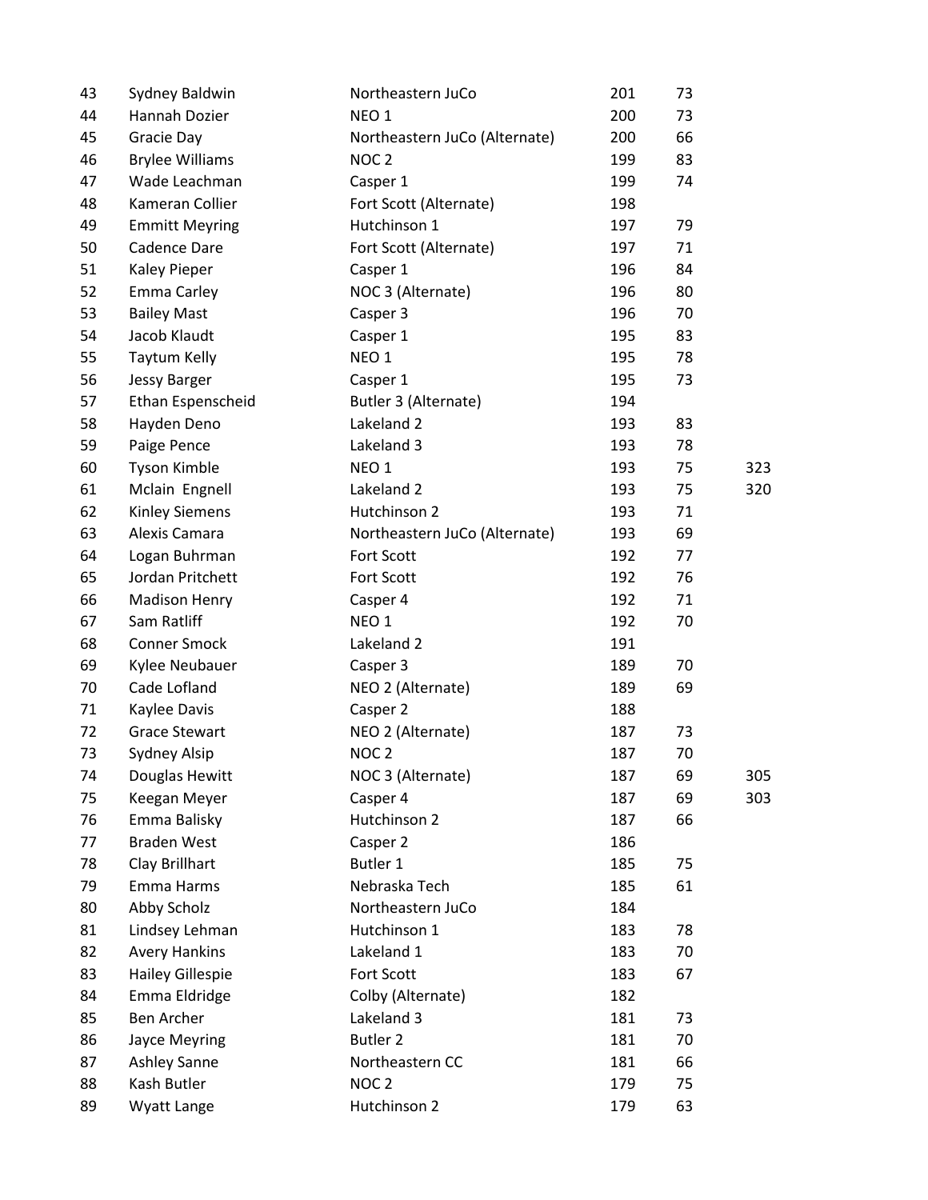| | | | | | |
|---|---|---|---|---|---|
| 43 | Sydney Baldwin | Northeastern JuCo | 201 | 73 | |
| 44 | Hannah Dozier | NEO 1 | 200 | 73 | |
| 45 | Gracie Day | Northeastern JuCo (Alternate) | 200 | 66 | |
| 46 | Brylee Williams | NOC 2 | 199 | 83 | |
| 47 | Wade Leachman | Casper 1 | 199 | 74 | |
| 48 | Kameran Collier | Fort Scott (Alternate) | 198 | | |
| 49 | Emmitt Meyring | Hutchinson 1 | 197 | 79 | |
| 50 | Cadence Dare | Fort Scott (Alternate) | 197 | 71 | |
| 51 | Kaley Pieper | Casper 1 | 196 | 84 | |
| 52 | Emma Carley | NOC 3 (Alternate) | 196 | 80 | |
| 53 | Bailey Mast | Casper 3 | 196 | 70 | |
| 54 | Jacob Klaudt | Casper 1 | 195 | 83 | |
| 55 | Taytum Kelly | NEO 1 | 195 | 78 | |
| 56 | Jessy Barger | Casper 1 | 195 | 73 | |
| 57 | Ethan Espenscheid | Butler 3 (Alternate) | 194 | | |
| 58 | Hayden Deno | Lakeland 2 | 193 | 83 | |
| 59 | Paige Pence | Lakeland 3 | 193 | 78 | |
| 60 | Tyson Kimble | NEO 1 | 193 | 75 | 323 |
| 61 | Mclain Engnell | Lakeland 2 | 193 | 75 | 320 |
| 62 | Kinley Siemens | Hutchinson 2 | 193 | 71 | |
| 63 | Alexis Camara | Northeastern JuCo (Alternate) | 193 | 69 | |
| 64 | Logan Buhrman | Fort Scott | 192 | 77 | |
| 65 | Jordan Pritchett | Fort Scott | 192 | 76 | |
| 66 | Madison Henry | Casper 4 | 192 | 71 | |
| 67 | Sam Ratliff | NEO 1 | 192 | 70 | |
| 68 | Conner Smock | Lakeland 2 | 191 | | |
| 69 | Kylee Neubauer | Casper 3 | 189 | 70 | |
| 70 | Cade Lofland | NEO 2 (Alternate) | 189 | 69 | |
| 71 | Kaylee Davis | Casper 2 | 188 | | |
| 72 | Grace Stewart | NEO 2 (Alternate) | 187 | 73 | |
| 73 | Sydney Alsip | NOC 2 | 187 | 70 | |
| 74 | Douglas Hewitt | NOC 3 (Alternate) | 187 | 69 | 305 |
| 75 | Keegan Meyer | Casper 4 | 187 | 69 | 303 |
| 76 | Emma Balisky | Hutchinson 2 | 187 | 66 | |
| 77 | Braden West | Casper 2 | 186 | | |
| 78 | Clay Brillhart | Butler 1 | 185 | 75 | |
| 79 | Emma Harms | Nebraska Tech | 185 | 61 | |
| 80 | Abby Scholz | Northeastern JuCo | 184 | | |
| 81 | Lindsey Lehman | Hutchinson 1 | 183 | 78 | |
| 82 | Avery Hankins | Lakeland 1 | 183 | 70 | |
| 83 | Hailey Gillespie | Fort Scott | 183 | 67 | |
| 84 | Emma Eldridge | Colby (Alternate) | 182 | | |
| 85 | Ben Archer | Lakeland 3 | 181 | 73 | |
| 86 | Jayce Meyring | Butler 2 | 181 | 70 | |
| 87 | Ashley Sanne | Northeastern CC | 181 | 66 | |
| 88 | Kash Butler | NOC 2 | 179 | 75 | |
| 89 | Wyatt Lange | Hutchinson 2 | 179 | 63 | |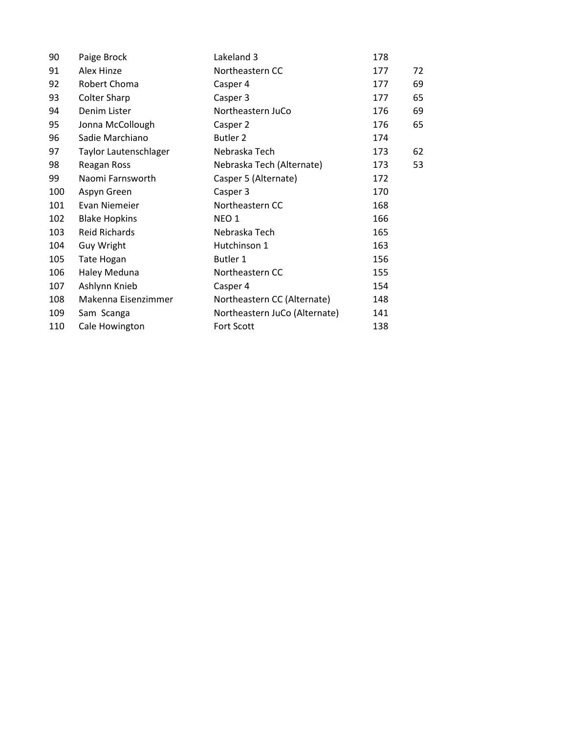| | | | | |
|---|---|---|---|---|
| 90 | Paige Brock | Lakeland 3 | 178 | |
| 91 | Alex Hinze | Northeastern CC | 177 | 72 |
| 92 | Robert Choma | Casper 4 | 177 | 69 |
| 93 | Colter Sharp | Casper 3 | 177 | 65 |
| 94 | Denim Lister | Northeastern JuCo | 176 | 69 |
| 95 | Jonna McCollough | Casper 2 | 176 | 65 |
| 96 | Sadie Marchiano | Butler 2 | 174 | |
| 97 | Taylor Lautenschlager | Nebraska Tech | 173 | 62 |
| 98 | Reagan Ross | Nebraska Tech (Alternate) | 173 | 53 |
| 99 | Naomi Farnsworth | Casper 5 (Alternate) | 172 | |
| 100 | Aspyn Green | Casper 3 | 170 | |
| 101 | Evan Niemeier | Northeastern CC | 168 | |
| 102 | Blake Hopkins | NEO 1 | 166 | |
| 103 | Reid Richards | Nebraska Tech | 165 | |
| 104 | Guy Wright | Hutchinson 1 | 163 | |
| 105 | Tate Hogan | Butler 1 | 156 | |
| 106 | Haley Meduna | Northeastern CC | 155 | |
| 107 | Ashlynn Knieb | Casper 4 | 154 | |
| 108 | Makenna Eisenzimmer | Northeastern CC (Alternate) | 148 | |
| 109 | Sam Scanga | Northeastern JuCo (Alternate) | 141 | |
| 110 | Cale Howington | Fort Scott | 138 | |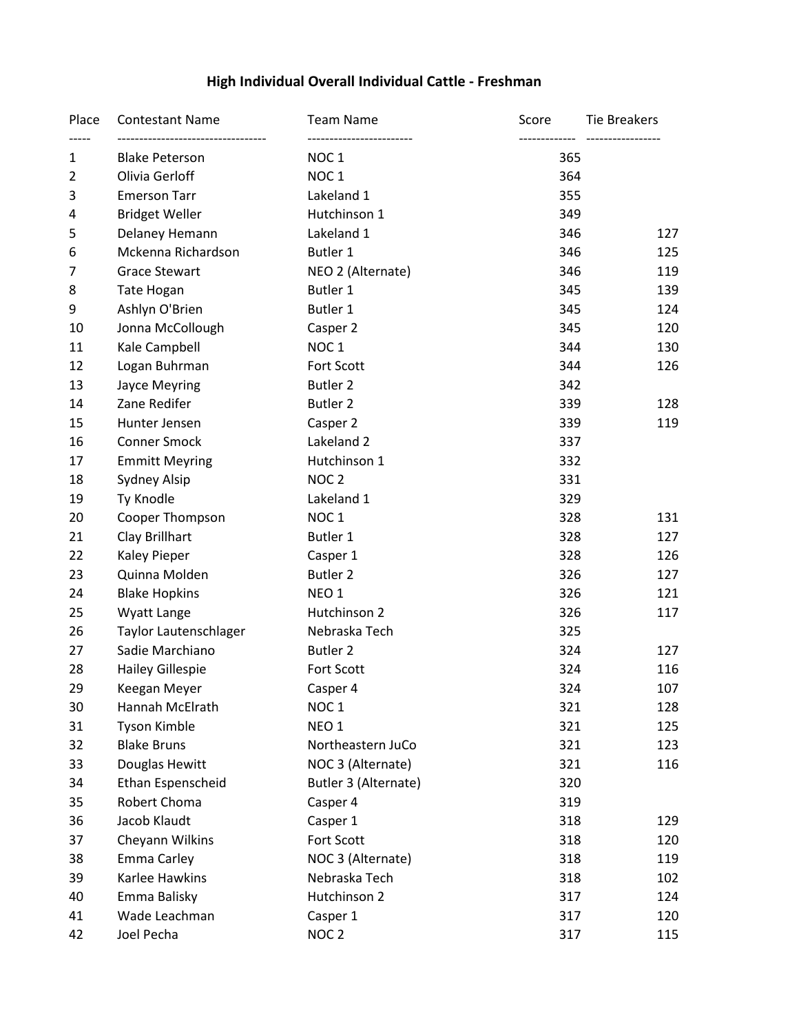# High Individual Overall Individual Cattle - Freshman

| Place | Contestant Name | Team Name | Score | Tie Breakers |
|---|---|---|---|---|
| 1 | Blake Peterson | NOC 1 | 365 | |
| 2 | Olivia Gerloff | NOC 1 | 364 | |
| 3 | Emerson Tarr | Lakeland 1 | 355 | |
| 4 | Bridget Weller | Hutchinson 1 | 349 | |
| 5 | Delaney Hemann | Lakeland 1 | 346 | 127 |
| 6 | Mckenna Richardson | Butler 1 | 346 | 125 |
| 7 | Grace Stewart | NEO 2 (Alternate) | 346 | 119 |
| 8 | Tate Hogan | Butler 1 | 345 | 139 |
| 9 | Ashlyn O'Brien | Butler 1 | 345 | 124 |
| 10 | Jonna McCollough | Casper 2 | 345 | 120 |
| 11 | Kale Campbell | NOC 1 | 344 | 130 |
| 12 | Logan Buhrman | Fort Scott | 344 | 126 |
| 13 | Jayce Meyring | Butler 2 | 342 | |
| 14 | Zane Redifer | Butler 2 | 339 | 128 |
| 15 | Hunter Jensen | Casper 2 | 339 | 119 |
| 16 | Conner Smock | Lakeland 2 | 337 | |
| 17 | Emmitt Meyring | Hutchinson 1 | 332 | |
| 18 | Sydney Alsip | NOC 2 | 331 | |
| 19 | Ty Knodle | Lakeland 1 | 329 | |
| 20 | Cooper Thompson | NOC 1 | 328 | 131 |
| 21 | Clay Brillhart | Butler 1 | 328 | 127 |
| 22 | Kaley Pieper | Casper 1 | 328 | 126 |
| 23 | Quinna Molden | Butler 2 | 326 | 127 |
| 24 | Blake Hopkins | NEO 1 | 326 | 121 |
| 25 | Wyatt Lange | Hutchinson 2 | 326 | 117 |
| 26 | Taylor Lautenschlager | Nebraska Tech | 325 | |
| 27 | Sadie Marchiano | Butler 2 | 324 | 127 |
| 28 | Hailey Gillespie | Fort Scott | 324 | 116 |
| 29 | Keegan Meyer | Casper 4 | 324 | 107 |
| 30 | Hannah McElrath | NOC 1 | 321 | 128 |
| 31 | Tyson Kimble | NEO 1 | 321 | 125 |
| 32 | Blake Bruns | Northeastern JuCo | 321 | 123 |
| 33 | Douglas Hewitt | NOC 3 (Alternate) | 321 | 116 |
| 34 | Ethan Espenscheid | Butler 3 (Alternate) | 320 | |
| 35 | Robert Choma | Casper 4 | 319 | |
| 36 | Jacob Klaudt | Casper 1 | 318 | 129 |
| 37 | Cheyann Wilkins | Fort Scott | 318 | 120 |
| 38 | Emma Carley | NOC 3 (Alternate) | 318 | 119 |
| 39 | Karlee Hawkins | Nebraska Tech | 318 | 102 |
| 40 | Emma Balisky | Hutchinson 2 | 317 | 124 |
| 41 | Wade Leachman | Casper 1 | 317 | 120 |
| 42 | Joel Pecha | NOC 2 | 317 | 115 |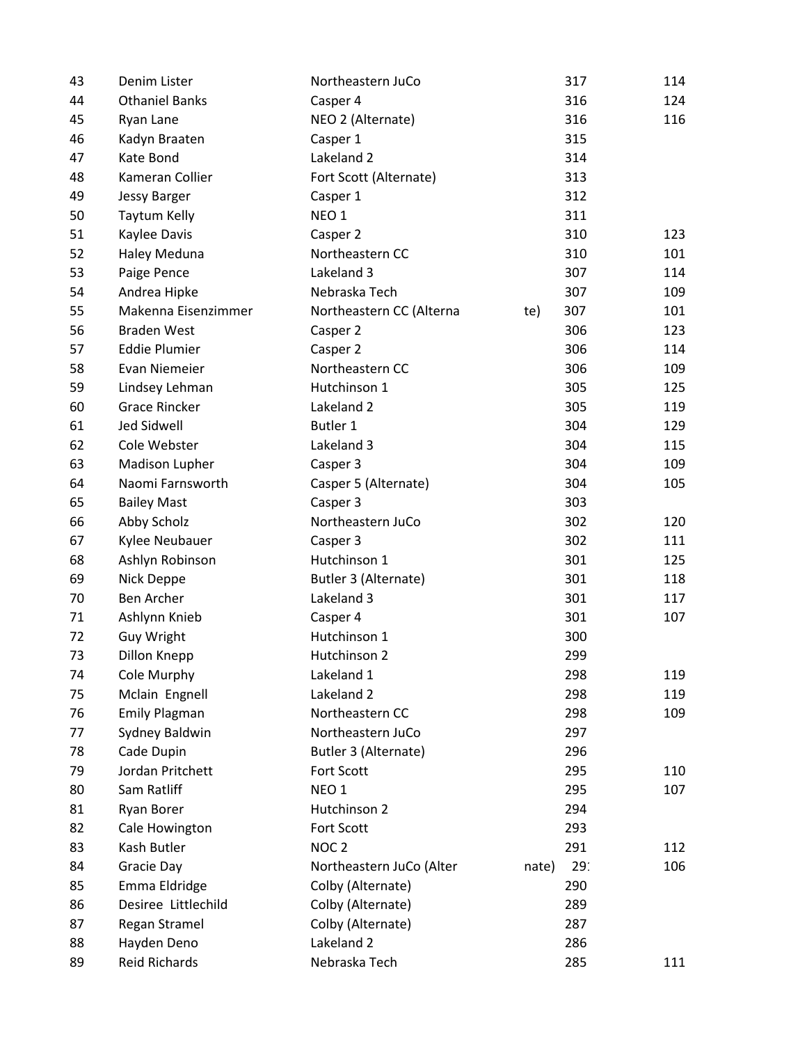| | | | | |
|---|---|---|---|---|
| 43 | Denim Lister | Northeastern JuCo | 317 | 114 |
| 44 | Othaniel Banks | Casper 4 | 316 | 124 |
| 45 | Ryan Lane | NEO 2 (Alternate) | 316 | 116 |
| 46 | Kadyn Braaten | Casper 1 | 315 | |
| 47 | Kate Bond | Lakeland 2 | 314 | |
| 48 | Kameran Collier | Fort Scott (Alternate) | 313 | |
| 49 | Jessy Barger | Casper 1 | 312 | |
| 50 | Taytum Kelly | NEO 1 | 311 | |
| 51 | Kaylee Davis | Casper 2 | 310 | 123 |
| 52 | Haley Meduna | Northeastern CC | 310 | 101 |
| 53 | Paige Pence | Lakeland 3 | 307 | 114 |
| 54 | Andrea Hipke | Nebraska Tech | 307 | 109 |
| 55 | Makenna Eisenzimmer | Northeastern CC (Alternate) | 307 | 101 |
| 56 | Braden West | Casper 2 | 306 | 123 |
| 57 | Eddie Plumier | Casper 2 | 306 | 114 |
| 58 | Evan Niemeier | Northeastern CC | 306 | 109 |
| 59 | Lindsey Lehman | Hutchinson 1 | 305 | 125 |
| 60 | Grace Rincker | Lakeland 2 | 305 | 119 |
| 61 | Jed Sidwell | Butler 1 | 304 | 129 |
| 62 | Cole Webster | Lakeland 3 | 304 | 115 |
| 63 | Madison Lupher | Casper 3 | 304 | 109 |
| 64 | Naomi Farnsworth | Casper 5 (Alternate) | 304 | 105 |
| 65 | Bailey Mast | Casper 3 | 303 | |
| 66 | Abby Scholz | Northeastern JuCo | 302 | 120 |
| 67 | Kylee Neubauer | Casper 3 | 302 | 111 |
| 68 | Ashlyn Robinson | Hutchinson 1 | 301 | 125 |
| 69 | Nick Deppe | Butler 3 (Alternate) | 301 | 118 |
| 70 | Ben Archer | Lakeland 3 | 301 | 117 |
| 71 | Ashlynn Knieb | Casper 4 | 301 | 107 |
| 72 | Guy Wright | Hutchinson 1 | 300 | |
| 73 | Dillon Knepp | Hutchinson 2 | 299 | |
| 74 | Cole Murphy | Lakeland 1 | 298 | 119 |
| 75 | Mclain Engnell | Lakeland 2 | 298 | 119 |
| 76 | Emily Plagman | Northeastern CC | 298 | 109 |
| 77 | Sydney Baldwin | Northeastern JuCo | 297 | |
| 78 | Cade Dupin | Butler 3 (Alternate) | 296 | |
| 79 | Jordan Pritchett | Fort Scott | 295 | 110 |
| 80 | Sam Ratliff | NEO 1 | 295 | 107 |
| 81 | Ryan Borer | Hutchinson 2 | 294 | |
| 82 | Cale Howington | Fort Scott | 293 | |
| 83 | Kash Butler | NOC 2 | 291 | 112 |
| 84 | Gracie Day | Northeastern JuCo (Alternate) | 291 | 106 |
| 85 | Emma Eldridge | Colby (Alternate) | 290 | |
| 86 | Desiree Littlechild | Colby (Alternate) | 289 | |
| 87 | Regan Stramel | Colby (Alternate) | 287 | |
| 88 | Hayden Deno | Lakeland 2 | 286 | |
| 89 | Reid Richards | Nebraska Tech | 285 | 111 |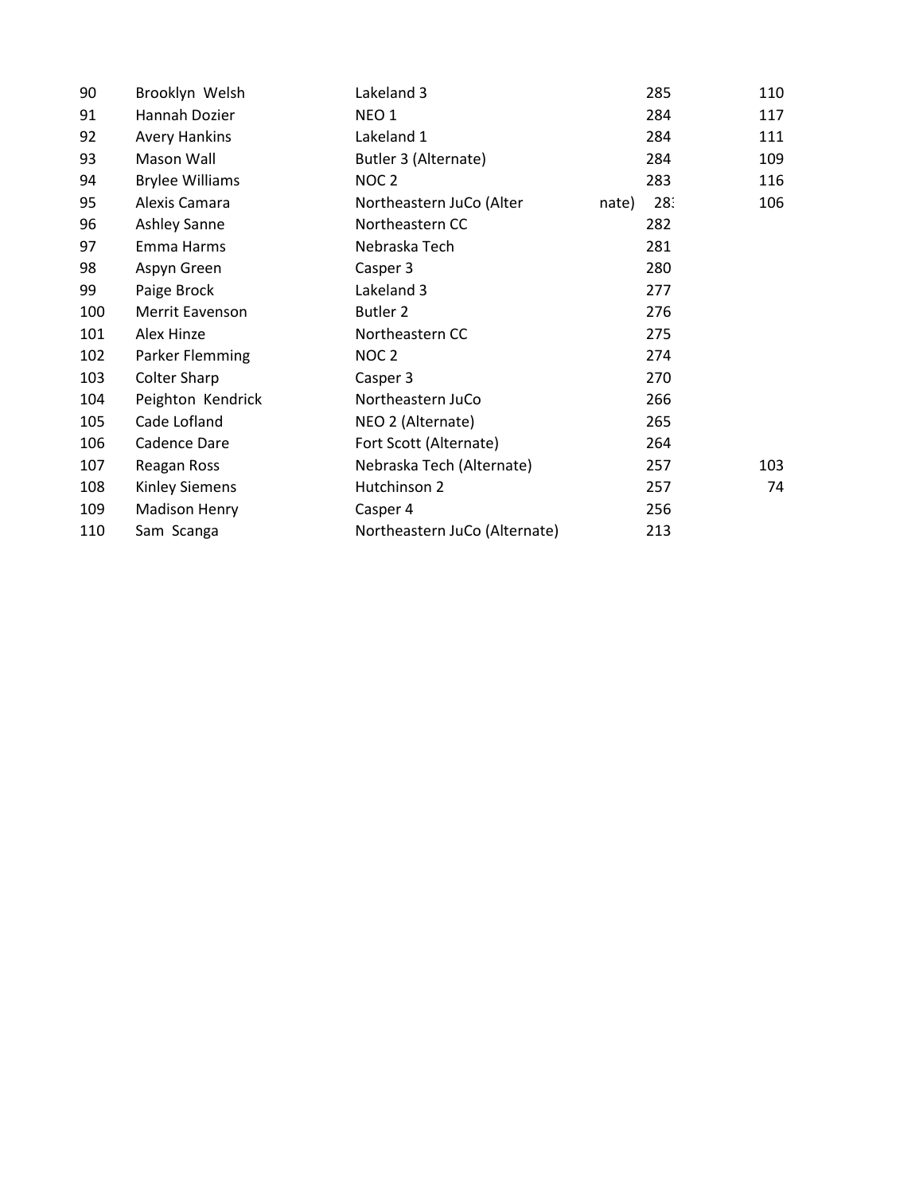| | | | | |
|---|---|---|---|---|
| 90 | Brooklyn Welsh | Lakeland 3 | 285 | 110 |
| 91 | Hannah Dozier | NEO 1 | 284 | 117 |
| 92 | Avery Hankins | Lakeland 1 | 284 | 111 |
| 93 | Mason Wall | Butler 3 (Alternate) | 284 | 109 |
| 94 | Brylee Williams | NOC 2 | 283 | 116 |
| 95 | Alexis Camara | Northeastern JuCo (Alternate) | 283 | 106 |
| 96 | Ashley Sanne | Northeastern CC | 282 | |
| 97 | Emma Harms | Nebraska Tech | 281 | |
| 98 | Aspyn Green | Casper 3 | 280 | |
| 99 | Paige Brock | Lakeland 3 | 277 | |
| 100 | Merrit Eavenson | Butler 2 | 276 | |
| 101 | Alex Hinze | Northeastern CC | 275 | |
| 102 | Parker Flemming | NOC 2 | 274 | |
| 103 | Colter Sharp | Casper 3 | 270 | |
| 104 | Peighton Kendrick | Northeastern JuCo | 266 | |
| 105 | Cade Lofland | NEO 2 (Alternate) | 265 | |
| 106 | Cadence Dare | Fort Scott (Alternate) | 264 | |
| 107 | Reagan Ross | Nebraska Tech (Alternate) | 257 | 103 |
| 108 | Kinley Siemens | Hutchinson 2 | 257 | 74 |
| 109 | Madison Henry | Casper 4 | 256 | |
| 110 | Sam Scanga | Northeastern JuCo (Alternate) | 213 | |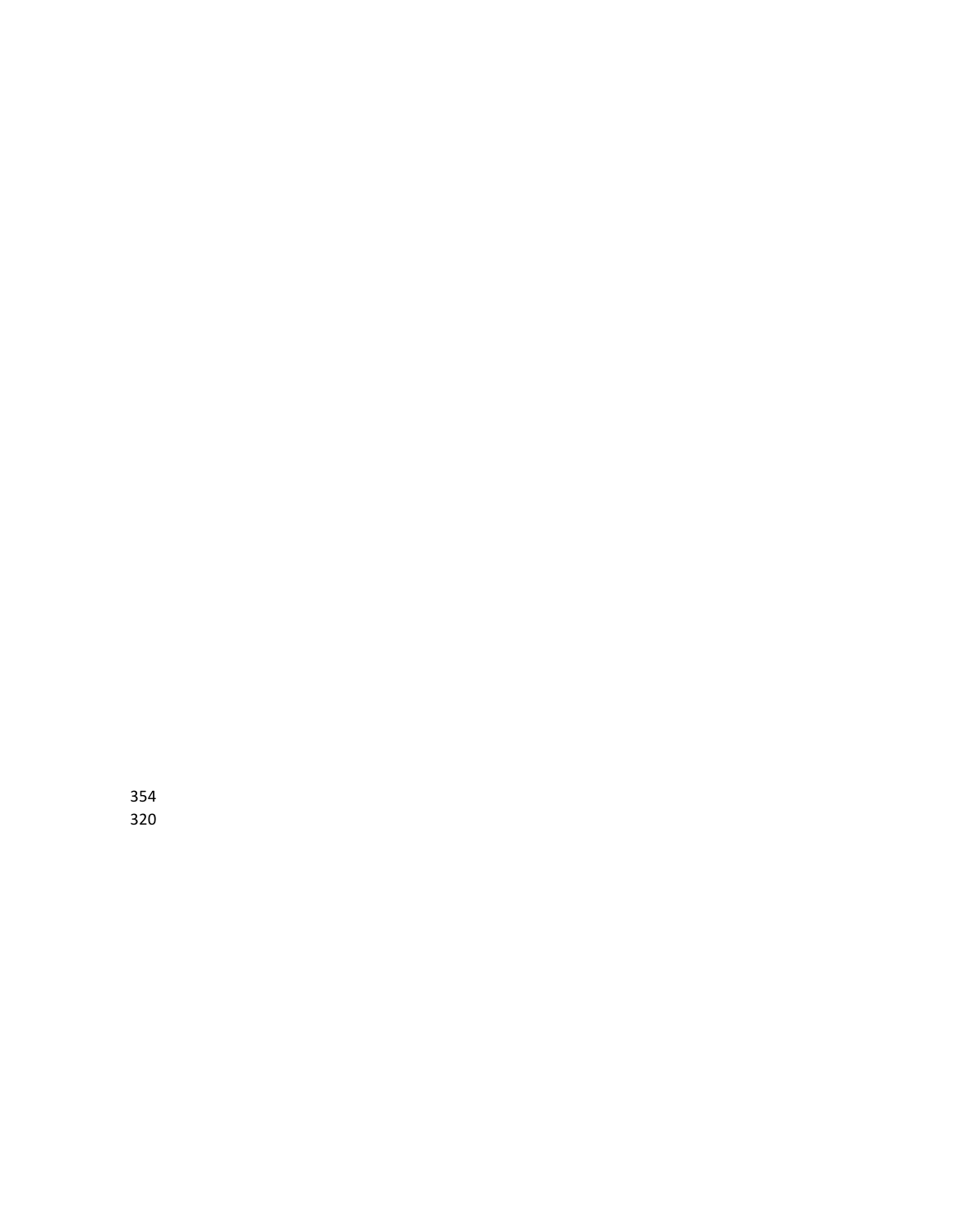354
320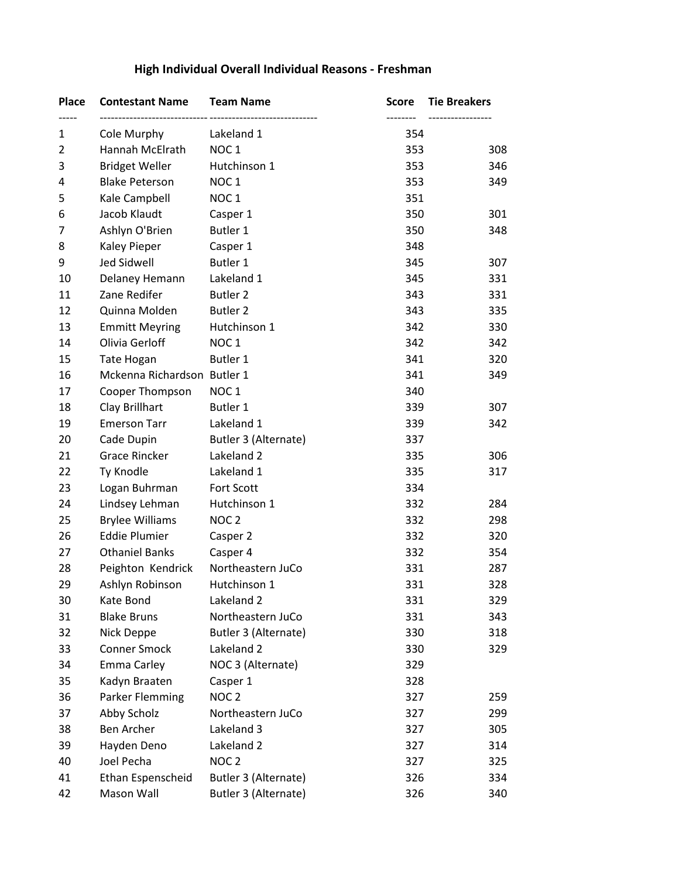## High Individual Overall Individual Reasons - Freshman

| Place | Contestant Name | Team Name | Score | Tie Breakers |
|---|---|---|---|---|
| 1 | Cole Murphy | Lakeland 1 | 354 | |
| 2 | Hannah McElrath | NOC 1 | 353 | 308 |
| 3 | Bridget Weller | Hutchinson 1 | 353 | 346 |
| 4 | Blake Peterson | NOC 1 | 353 | 349 |
| 5 | Kale Campbell | NOC 1 | 351 | |
| 6 | Jacob Klaudt | Casper 1 | 350 | 301 |
| 7 | Ashlyn O'Brien | Butler 1 | 350 | 348 |
| 8 | Kaley Pieper | Casper 1 | 348 | |
| 9 | Jed Sidwell | Butler 1 | 345 | 307 |
| 10 | Delaney Hemann | Lakeland 1 | 345 | 331 |
| 11 | Zane Redifer | Butler 2 | 343 | 331 |
| 12 | Quinna Molden | Butler 2 | 343 | 335 |
| 13 | Emmitt Meyring | Hutchinson 1 | 342 | 330 |
| 14 | Olivia Gerloff | NOC 1 | 342 | 342 |
| 15 | Tate Hogan | Butler 1 | 341 | 320 |
| 16 | Mckenna Richardson | Butler 1 | 341 | 349 |
| 17 | Cooper Thompson | NOC 1 | 340 | |
| 18 | Clay Brillhart | Butler 1 | 339 | 307 |
| 19 | Emerson Tarr | Lakeland 1 | 339 | 342 |
| 20 | Cade Dupin | Butler 3 (Alternate) | 337 | |
| 21 | Grace Rincker | Lakeland 2 | 335 | 306 |
| 22 | Ty Knodle | Lakeland 1 | 335 | 317 |
| 23 | Logan Buhrman | Fort Scott | 334 | |
| 24 | Lindsey Lehman | Hutchinson 1 | 332 | 284 |
| 25 | Brylee Williams | NOC 2 | 332 | 298 |
| 26 | Eddie Plumier | Casper 2 | 332 | 320 |
| 27 | Othaniel Banks | Casper 4 | 332 | 354 |
| 28 | Peighton Kendrick | Northeastern JuCo | 331 | 287 |
| 29 | Ashlyn Robinson | Hutchinson 1 | 331 | 328 |
| 30 | Kate Bond | Lakeland 2 | 331 | 329 |
| 31 | Blake Bruns | Northeastern JuCo | 331 | 343 |
| 32 | Nick Deppe | Butler 3 (Alternate) | 330 | 318 |
| 33 | Conner Smock | Lakeland 2 | 330 | 329 |
| 34 | Emma Carley | NOC 3 (Alternate) | 329 | |
| 35 | Kadyn Braaten | Casper 1 | 328 | |
| 36 | Parker Flemming | NOC 2 | 327 | 259 |
| 37 | Abby Scholz | Northeastern JuCo | 327 | 299 |
| 38 | Ben Archer | Lakeland 3 | 327 | 305 |
| 39 | Hayden Deno | Lakeland 2 | 327 | 314 |
| 40 | Joel Pecha | NOC 2 | 327 | 325 |
| 41 | Ethan Espenscheid | Butler 3 (Alternate) | 326 | 334 |
| 42 | Mason Wall | Butler 3 (Alternate) | 326 | 340 |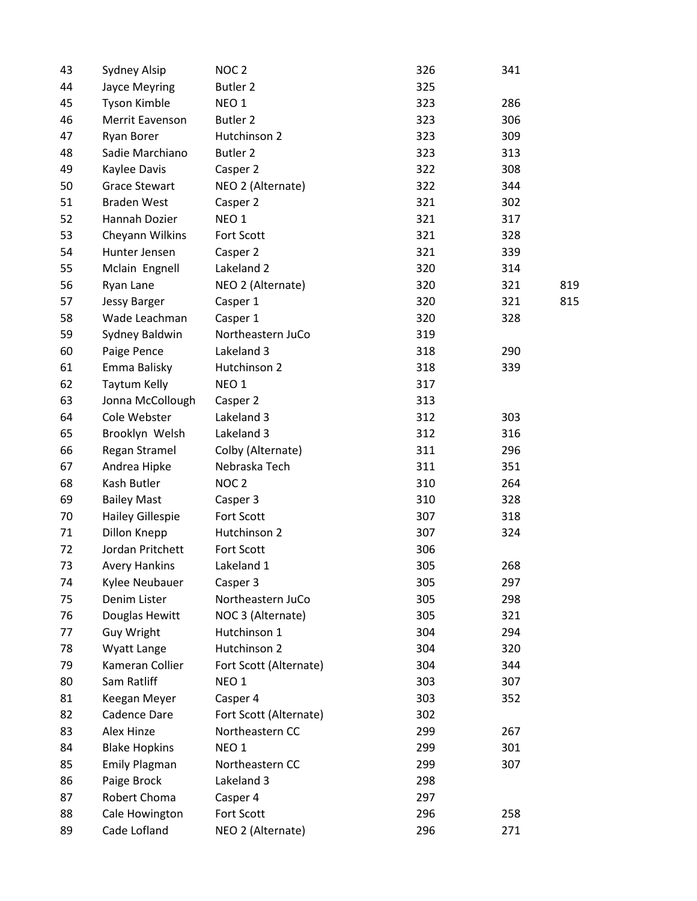| | | | | | |
|---|---|---|---|---|---|
| 43 | Sydney Alsip | NOC 2 | 326 | 341 | |
| 44 | Jayce Meyring | Butler 2 | 325 | | |
| 45 | Tyson Kimble | NEO 1 | 323 | 286 | |
| 46 | Merrit Eavenson | Butler 2 | 323 | 306 | |
| 47 | Ryan Borer | Hutchinson 2 | 323 | 309 | |
| 48 | Sadie Marchiano | Butler 2 | 323 | 313 | |
| 49 | Kaylee Davis | Casper 2 | 322 | 308 | |
| 50 | Grace Stewart | NEO 2 (Alternate) | 322 | 344 | |
| 51 | Braden West | Casper 2 | 321 | 302 | |
| 52 | Hannah Dozier | NEO 1 | 321 | 317 | |
| 53 | Cheyann Wilkins | Fort Scott | 321 | 328 | |
| 54 | Hunter Jensen | Casper 2 | 321 | 339 | |
| 55 | Mclain Engnell | Lakeland 2 | 320 | 314 | |
| 56 | Ryan Lane | NEO 2 (Alternate) | 320 | 321 | 819 |
| 57 | Jessy Barger | Casper 1 | 320 | 321 | 815 |
| 58 | Wade Leachman | Casper 1 | 320 | 328 | |
| 59 | Sydney Baldwin | Northeastern JuCo | 319 | | |
| 60 | Paige Pence | Lakeland 3 | 318 | 290 | |
| 61 | Emma Balisky | Hutchinson 2 | 318 | 339 | |
| 62 | Taytum Kelly | NEO 1 | 317 | | |
| 63 | Jonna McCollough | Casper 2 | 313 | | |
| 64 | Cole Webster | Lakeland 3 | 312 | 303 | |
| 65 | Brooklyn Welsh | Lakeland 3 | 312 | 316 | |
| 66 | Regan Stramel | Colby (Alternate) | 311 | 296 | |
| 67 | Andrea Hipke | Nebraska Tech | 311 | 351 | |
| 68 | Kash Butler | NOC 2 | 310 | 264 | |
| 69 | Bailey Mast | Casper 3 | 310 | 328 | |
| 70 | Hailey Gillespie | Fort Scott | 307 | 318 | |
| 71 | Dillon Knepp | Hutchinson 2 | 307 | 324 | |
| 72 | Jordan Pritchett | Fort Scott | 306 | | |
| 73 | Avery Hankins | Lakeland 1 | 305 | 268 | |
| 74 | Kylee Neubauer | Casper 3 | 305 | 297 | |
| 75 | Denim Lister | Northeastern JuCo | 305 | 298 | |
| 76 | Douglas Hewitt | NOC 3 (Alternate) | 305 | 321 | |
| 77 | Guy Wright | Hutchinson 1 | 304 | 294 | |
| 78 | Wyatt Lange | Hutchinson 2 | 304 | 320 | |
| 79 | Kameran Collier | Fort Scott (Alternate) | 304 | 344 | |
| 80 | Sam Ratliff | NEO 1 | 303 | 307 | |
| 81 | Keegan Meyer | Casper 4 | 303 | 352 | |
| 82 | Cadence Dare | Fort Scott (Alternate) | 302 | | |
| 83 | Alex Hinze | Northeastern CC | 299 | 267 | |
| 84 | Blake Hopkins | NEO 1 | 299 | 301 | |
| 85 | Emily Plagman | Northeastern CC | 299 | 307 | |
| 86 | Paige Brock | Lakeland 3 | 298 | | |
| 87 | Robert Choma | Casper 4 | 297 | | |
| 88 | Cale Howington | Fort Scott | 296 | 258 | |
| 89 | Cade Lofland | NEO 2 (Alternate) | 296 | 271 | |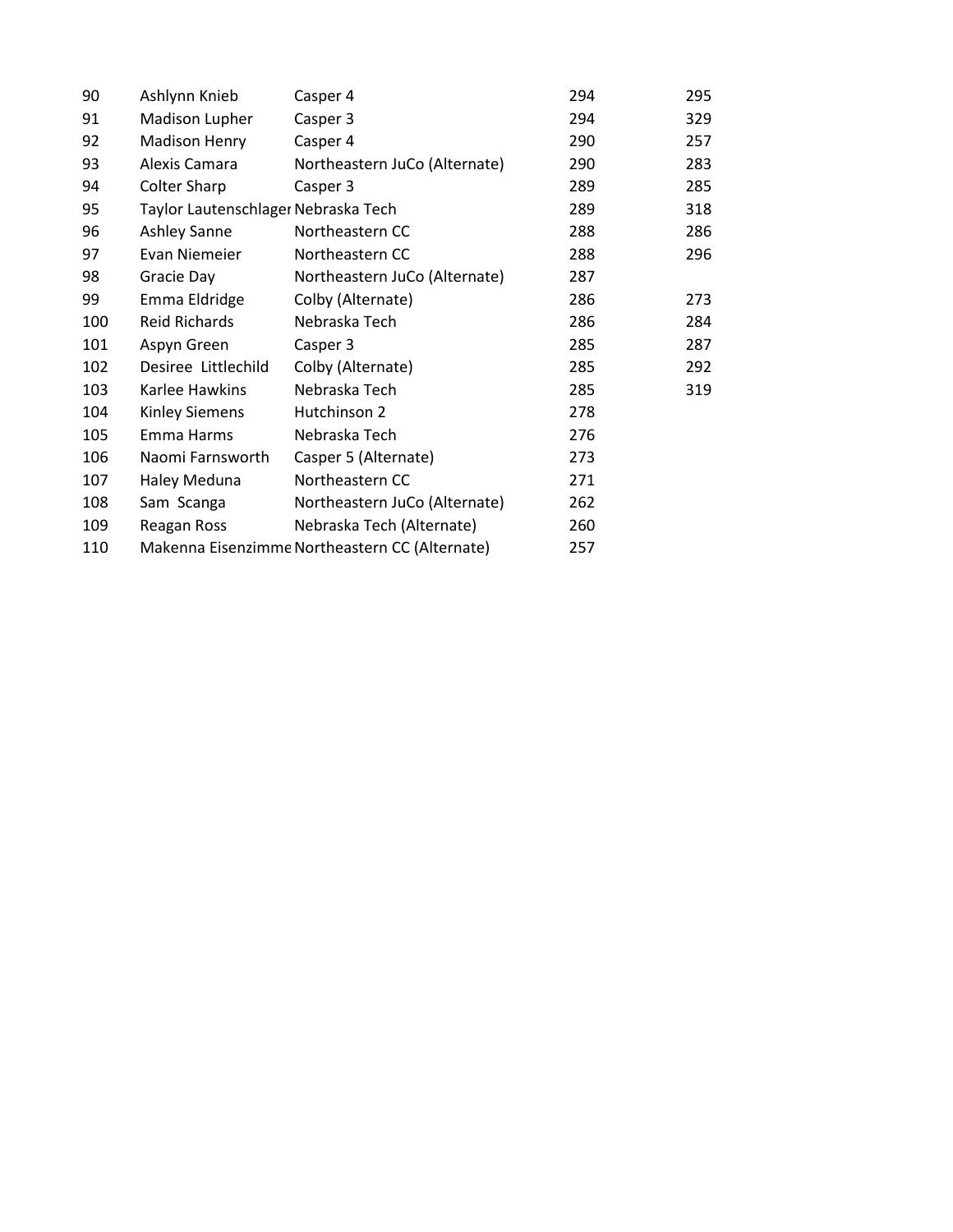| | | | | |
|---|---|---|---|---|
| 90 | Ashlynn Knieb | Casper 4 | 294 | 295 |
| 91 | Madison Lupher | Casper 3 | 294 | 329 |
| 92 | Madison Henry | Casper 4 | 290 | 257 |
| 93 | Alexis Camara | Northeastern JuCo (Alternate) | 290 | 283 |
| 94 | Colter Sharp | Casper 3 | 289 | 285 |
| 95 | Taylor Lautenschlager | Nebraska Tech | 289 | 318 |
| 96 | Ashley Sanne | Northeastern CC | 288 | 286 |
| 97 | Evan Niemeier | Northeastern CC | 288 | 296 |
| 98 | Gracie Day | Northeastern JuCo (Alternate) | 287 | |
| 99 | Emma Eldridge | Colby (Alternate) | 286 | 273 |
| 100 | Reid Richards | Nebraska Tech | 286 | 284 |
| 101 | Aspyn Green | Casper 3 | 285 | 287 |
| 102 | Desiree Littlechild | Colby (Alternate) | 285 | 292 |
| 103 | Karlee Hawkins | Nebraska Tech | 285 | 319 |
| 104 | Kinley Siemens | Hutchinson 2 | 278 | |
| 105 | Emma Harms | Nebraska Tech | 276 | |
| 106 | Naomi Farnsworth | Casper 5 (Alternate) | 273 | |
| 107 | Haley Meduna | Northeastern CC | 271 | |
| 108 | Sam Scanga | Northeastern JuCo (Alternate) | 262 | |
| 109 | Reagan Ross | Nebraska Tech (Alternate) | 260 | |
| 110 | Makenna Eisenzimme | Northeastern CC (Alternate) | 257 | |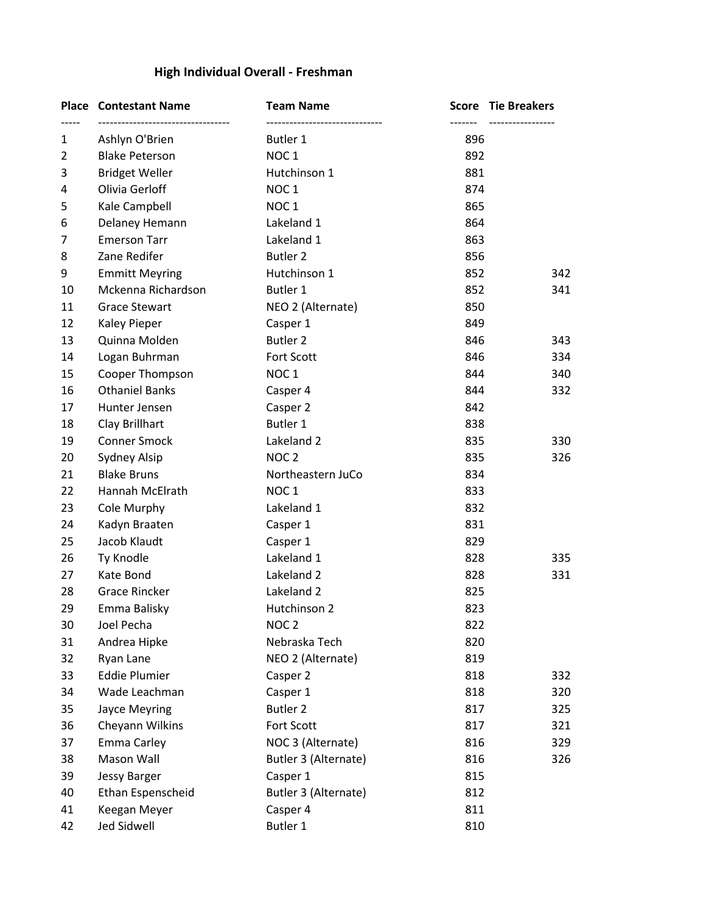## High Individual Overall - Freshman

| Place | Contestant Name | Team Name | Score | Tie Breakers |
|---|---|---|---|---|
| 1 | Ashlyn O'Brien | Butler 1 | 896 | |
| 2 | Blake Peterson | NOC 1 | 892 | |
| 3 | Bridget Weller | Hutchinson 1 | 881 | |
| 4 | Olivia Gerloff | NOC 1 | 874 | |
| 5 | Kale Campbell | NOC 1 | 865 | |
| 6 | Delaney Hemann | Lakeland 1 | 864 | |
| 7 | Emerson Tarr | Lakeland 1 | 863 | |
| 8 | Zane Redifer | Butler 2 | 856 | |
| 9 | Emmitt Meyring | Hutchinson 1 | 852 | 342 |
| 10 | Mckenna Richardson | Butler 1 | 852 | 341 |
| 11 | Grace Stewart | NEO 2 (Alternate) | 850 | |
| 12 | Kaley Pieper | Casper 1 | 849 | |
| 13 | Quinna Molden | Butler 2 | 846 | 343 |
| 14 | Logan Buhrman | Fort Scott | 846 | 334 |
| 15 | Cooper Thompson | NOC 1 | 844 | 340 |
| 16 | Othaniel Banks | Casper 4 | 844 | 332 |
| 17 | Hunter Jensen | Casper 2 | 842 | |
| 18 | Clay Brillhart | Butler 1 | 838 | |
| 19 | Conner Smock | Lakeland 2 | 835 | 330 |
| 20 | Sydney Alsip | NOC 2 | 835 | 326 |
| 21 | Blake Bruns | Northeastern JuCo | 834 | |
| 22 | Hannah McElrath | NOC 1 | 833 | |
| 23 | Cole Murphy | Lakeland 1 | 832 | |
| 24 | Kadyn Braaten | Casper 1 | 831 | |
| 25 | Jacob Klaudt | Casper 1 | 829 | |
| 26 | Ty Knodle | Lakeland 1 | 828 | 335 |
| 27 | Kate Bond | Lakeland 2 | 828 | 331 |
| 28 | Grace Rincker | Lakeland 2 | 825 | |
| 29 | Emma Balisky | Hutchinson 2 | 823 | |
| 30 | Joel Pecha | NOC 2 | 822 | |
| 31 | Andrea Hipke | Nebraska Tech | 820 | |
| 32 | Ryan Lane | NEO 2 (Alternate) | 819 | |
| 33 | Eddie Plumier | Casper 2 | 818 | 332 |
| 34 | Wade Leachman | Casper 1 | 818 | 320 |
| 35 | Jayce Meyring | Butler 2 | 817 | 325 |
| 36 | Cheyann Wilkins | Fort Scott | 817 | 321 |
| 37 | Emma Carley | NOC 3 (Alternate) | 816 | 329 |
| 38 | Mason Wall | Butler 3 (Alternate) | 816 | 326 |
| 39 | Jessy Barger | Casper 1 | 815 | |
| 40 | Ethan Espenscheid | Butler 3 (Alternate) | 812 | |
| 41 | Keegan Meyer | Casper 4 | 811 | |
| 42 | Jed Sidwell | Butler 1 | 810 | |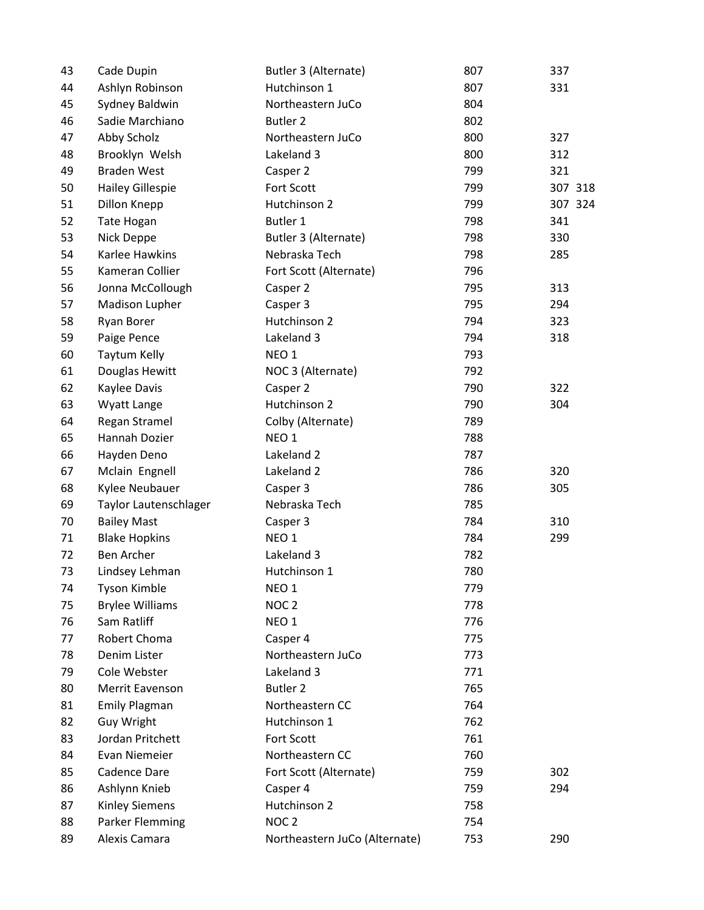| 43 | Cade Dupin | Butler 3 (Alternate) | 807 | 337 |
|---|---|---|---|---|
| 44 | Ashlyn Robinson | Hutchinson 1 | 807 | 331 |
| 45 | Sydney Baldwin | Northeastern JuCo | 804 | |
| 46 | Sadie Marchiano | Butler 2 | 802 | |
| 47 | Abby Scholz | Northeastern JuCo | 800 | 327 |
| 48 | Brooklyn Welsh | Lakeland 3 | 800 | 312 |
| 49 | Braden West | Casper 2 | 799 | 321 |
| 50 | Hailey Gillespie | Fort Scott | 799 | 307 318 |
| 51 | Dillon Knepp | Hutchinson 2 | 799 | 307 324 |
| 52 | Tate Hogan | Butler 1 | 798 | 341 |
| 53 | Nick Deppe | Butler 3 (Alternate) | 798 | 330 |
| 54 | Karlee Hawkins | Nebraska Tech | 798 | 285 |
| 55 | Kameran Collier | Fort Scott (Alternate) | 796 | |
| 56 | Jonna McCollough | Casper 2 | 795 | 313 |
| 57 | Madison Lupher | Casper 3 | 795 | 294 |
| 58 | Ryan Borer | Hutchinson 2 | 794 | 323 |
| 59 | Paige Pence | Lakeland 3 | 794 | 318 |
| 60 | Taytum Kelly | NEO 1 | 793 | |
| 61 | Douglas Hewitt | NOC 3 (Alternate) | 792 | |
| 62 | Kaylee Davis | Casper 2 | 790 | 322 |
| 63 | Wyatt Lange | Hutchinson 2 | 790 | 304 |
| 64 | Regan Stramel | Colby (Alternate) | 789 | |
| 65 | Hannah Dozier | NEO 1 | 788 | |
| 66 | Hayden Deno | Lakeland 2 | 787 | |
| 67 | Mclain Engnell | Lakeland 2 | 786 | 320 |
| 68 | Kylee Neubauer | Casper 3 | 786 | 305 |
| 69 | Taylor Lautenschlager | Nebraska Tech | 785 | |
| 70 | Bailey Mast | Casper 3 | 784 | 310 |
| 71 | Blake Hopkins | NEO 1 | 784 | 299 |
| 72 | Ben Archer | Lakeland 3 | 782 | |
| 73 | Lindsey Lehman | Hutchinson 1 | 780 | |
| 74 | Tyson Kimble | NEO 1 | 779 | |
| 75 | Brylee Williams | NOC 2 | 778 | |
| 76 | Sam Ratliff | NEO 1 | 776 | |
| 77 | Robert Choma | Casper 4 | 775 | |
| 78 | Denim Lister | Northeastern JuCo | 773 | |
| 79 | Cole Webster | Lakeland 3 | 771 | |
| 80 | Merrit Eavenson | Butler 2 | 765 | |
| 81 | Emily Plagman | Northeastern CC | 764 | |
| 82 | Guy Wright | Hutchinson 1 | 762 | |
| 83 | Jordan Pritchett | Fort Scott | 761 | |
| 84 | Evan Niemeier | Northeastern CC | 760 | |
| 85 | Cadence Dare | Fort Scott (Alternate) | 759 | 302 |
| 86 | Ashlynn Knieb | Casper 4 | 759 | 294 |
| 87 | Kinley Siemens | Hutchinson 2 | 758 | |
| 88 | Parker Flemming | NOC 2 | 754 | |
| 89 | Alexis Camara | Northeastern JuCo (Alternate) | 753 | 290 |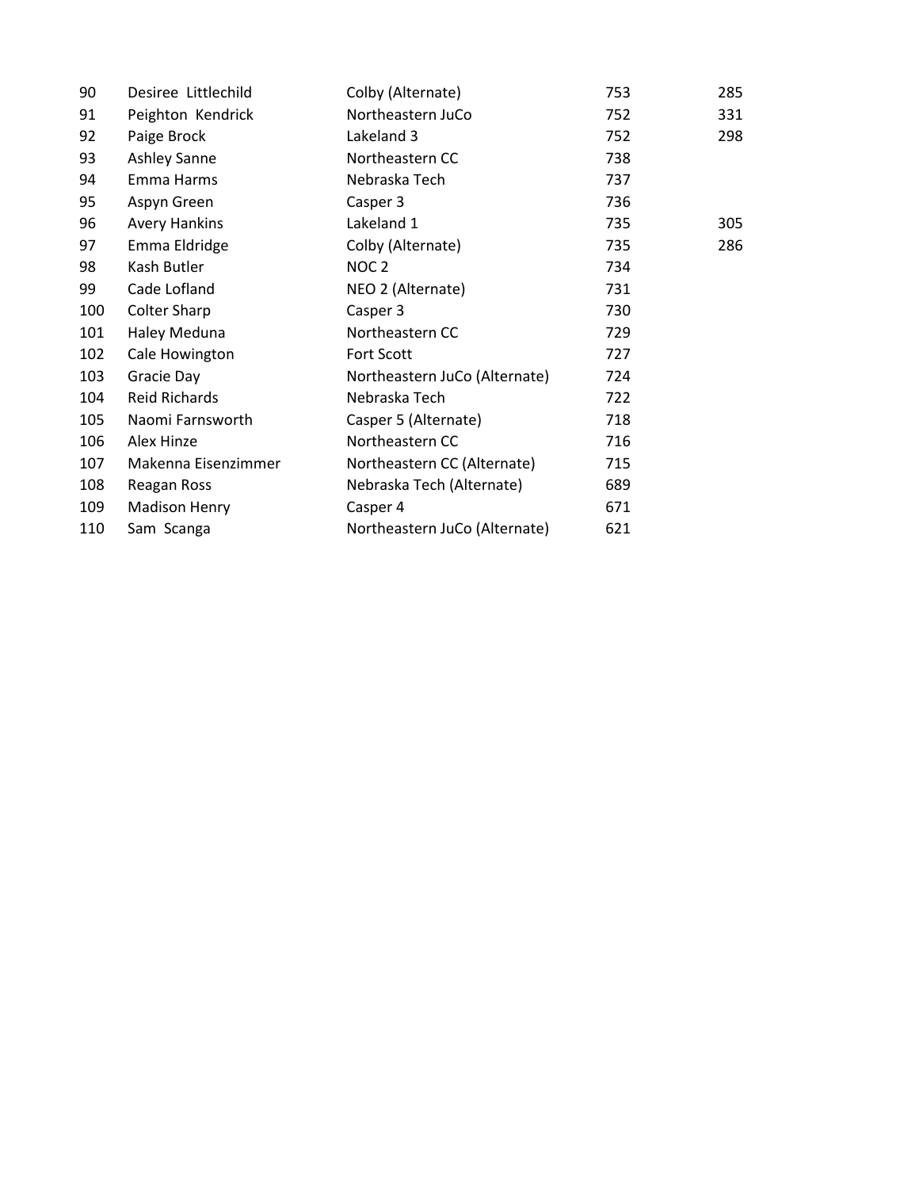| | | | | |
|---|---|---|---|---|
| 90 | Desiree  Littlechild | Colby (Alternate) | 753 | 285 |
| 91 | Peighton  Kendrick | Northeastern JuCo | 752 | 331 |
| 92 | Paige Brock | Lakeland 3 | 752 | 298 |
| 93 | Ashley Sanne | Northeastern CC | 738 | |
| 94 | Emma Harms | Nebraska Tech | 737 | |
| 95 | Aspyn Green | Casper 3 | 736 | |
| 96 | Avery Hankins | Lakeland 1 | 735 | 305 |
| 97 | Emma Eldridge | Colby (Alternate) | 735 | 286 |
| 98 | Kash Butler | NOC 2 | 734 | |
| 99 | Cade Lofland | NEO 2 (Alternate) | 731 | |
| 100 | Colter Sharp | Casper 3 | 730 | |
| 101 | Haley Meduna | Northeastern CC | 729 | |
| 102 | Cale Howington | Fort Scott | 727 | |
| 103 | Gracie Day | Northeastern JuCo (Alternate) | 724 | |
| 104 | Reid Richards | Nebraska Tech | 722 | |
| 105 | Naomi Farnsworth | Casper 5 (Alternate) | 718 | |
| 106 | Alex Hinze | Northeastern CC | 716 | |
| 107 | Makenna Eisenzimmer | Northeastern CC (Alternate) | 715 | |
| 108 | Reagan Ross | Nebraska Tech (Alternate) | 689 | |
| 109 | Madison Henry | Casper 4 | 671 | |
| 110 | Sam  Scanga | Northeastern JuCo (Alternate) | 621 | |